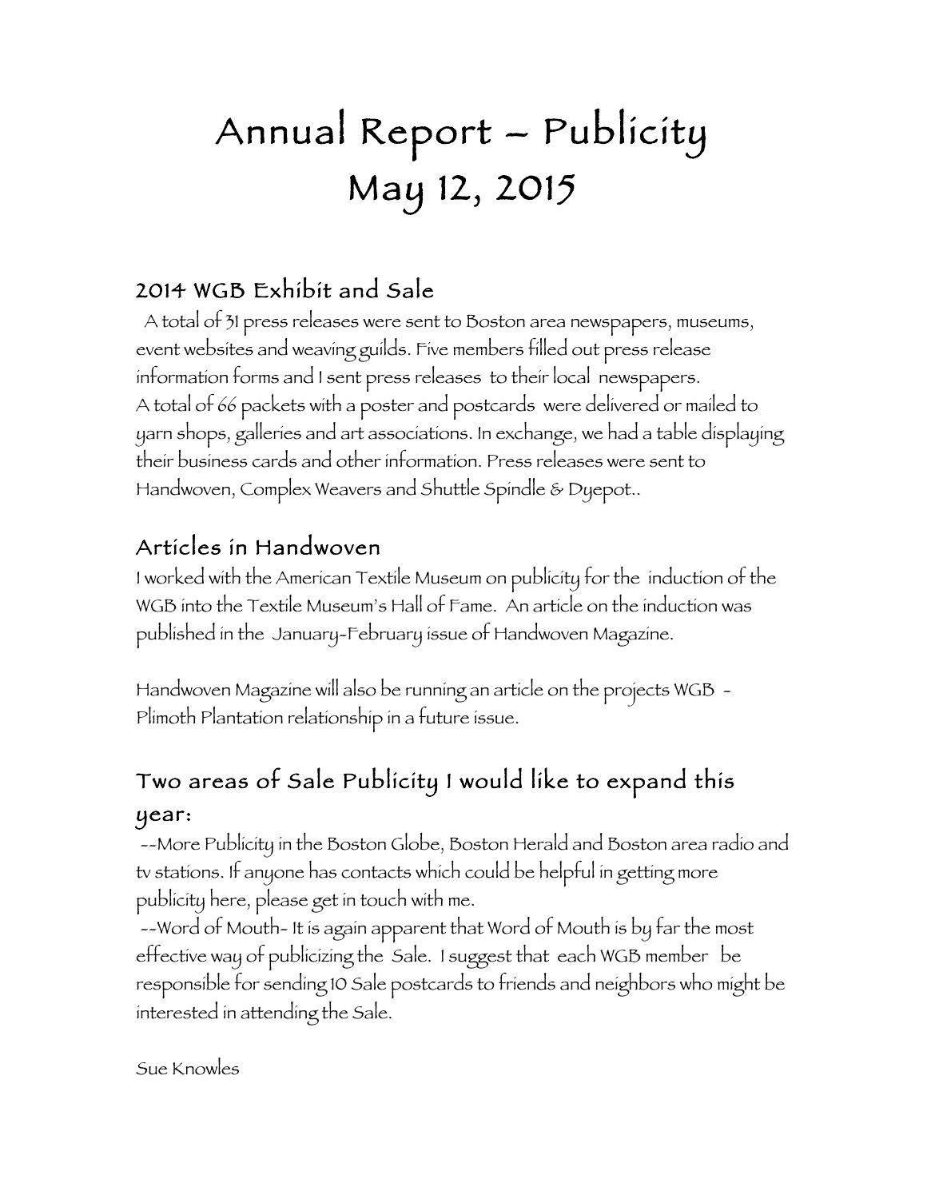# Annual Report – Publicity
# May 12, 2015

## 2014 WGB Exhibit and Sale

A total of 31 press releases were sent to Boston area newspapers, museums, event websites and weaving guilds. Five members filled out press release information forms and I sent press releases to their local newspapers. A total of 66 packets with a poster and postcards were delivered or mailed to yarn shops, galleries and art associations. In exchange, we had a table displaying their business cards and other information. Press releases were sent to Handwoven, Complex Weavers and Shuttle Spindle & Dyepot..

## Articles in Handwoven

I worked with the American Textile Museum on publicity for the induction of the WGB into the Textile Museum's Hall of Fame. An article on the induction was published in the January-February issue of Handwoven Magazine.

Handwoven Magazine will also be running an article on the projects WGB - Plimoth Plantation relationship in a future issue.

## Two areas of Sale Publicity I would like to expand this year:

--More Publicity in the Boston Globe, Boston Herald and Boston area radio and tv stations. If anyone has contacts which could be helpful in getting more publicity here, please get in touch with me.

--Word of Mouth- It is again apparent that Word of Mouth is by far the most effective way of publicizing the Sale. I suggest that each WGB member be responsible for sending 10 Sale postcards to friends and neighbors who might be interested in attending the Sale.

Sue Knowles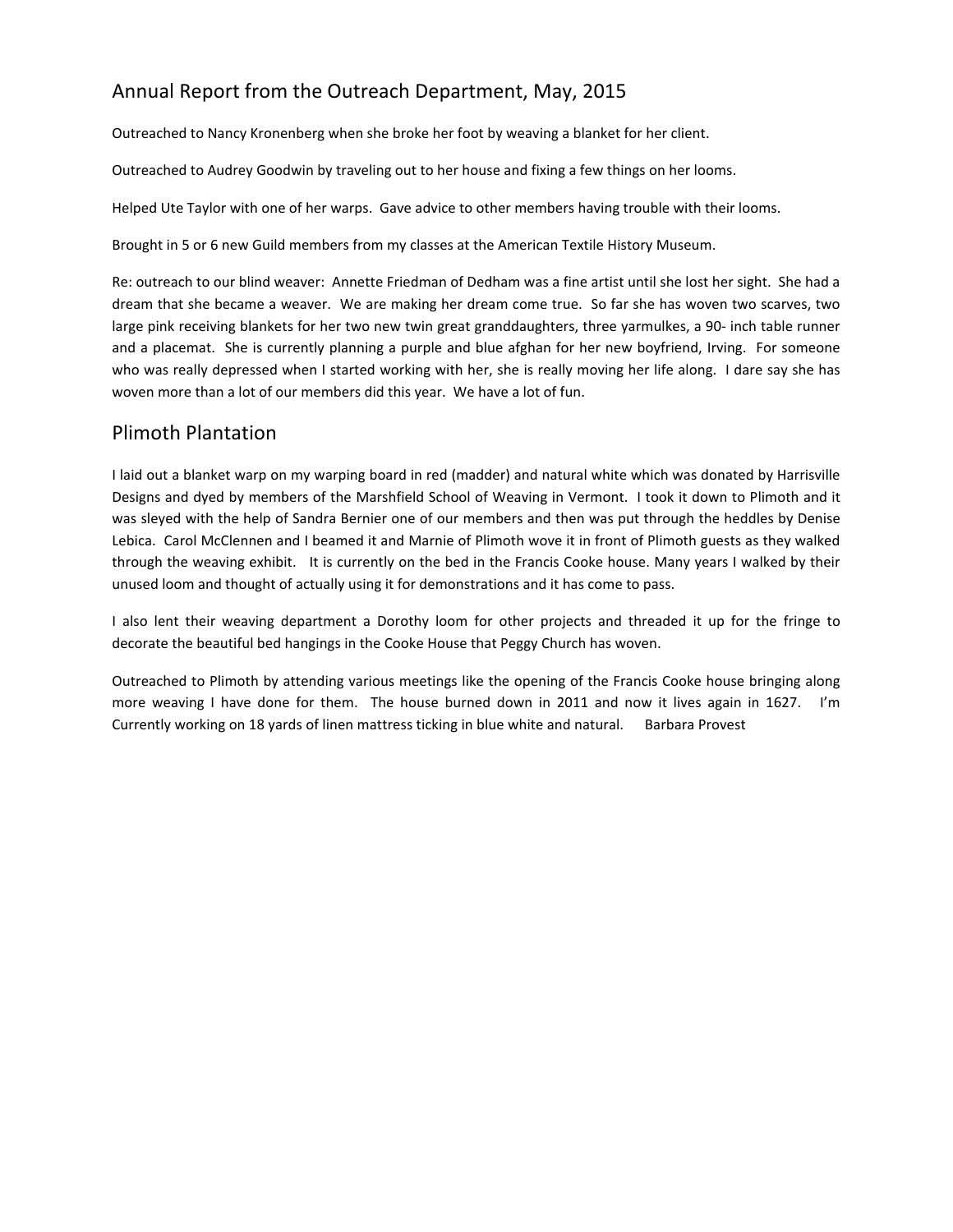## Annual Report from the Outreach Department, May, 2015

Outreached to Nancy Kronenberg when she broke her foot by weaving a blanket for her client.

Outreached to Audrey Goodwin by traveling out to her house and fixing a few things on her looms.

Helped Ute Taylor with one of her warps. Gave advice to other members having trouble with their looms.

Brought in 5 or 6 new Guild members from my classes at the American Textile History Museum.

Re: outreach to our blind weaver: Annette Friedman of Dedham was a fine artist until she lost her sight. She had a dream that she became a weaver. We are making her dream come true. So far she has woven two scarves, two large pink receiving blankets for her two new twin great granddaughters, three yarmulkes, a 90- inch table runner and a placemat. She is currently planning a purple and blue afghan for her new boyfriend, Irving. For someone who was really depressed when I started working with her, she is really moving her life along. I dare say she has woven more than a lot of our members did this year. We have a lot of fun.

## Plimoth Plantation

I laid out a blanket warp on my warping board in red (madder) and natural white which was donated by Harrisville Designs and dyed by members of the Marshfield School of Weaving in Vermont. I took it down to Plimoth and it was sleyed with the help of Sandra Bernier one of our members and then was put through the heddles by Denise Lebica. Carol McClennen and I beamed it and Marnie of Plimoth wove it in front of Plimoth guests as they walked through the weaving exhibit. It is currently on the bed in the Francis Cooke house. Many years I walked by their unused loom and thought of actually using it for demonstrations and it has come to pass.

I also lent their weaving department a Dorothy loom for other projects and threaded it up for the fringe to decorate the beautiful bed hangings in the Cooke House that Peggy Church has woven.

Outreached to Plimoth by attending various meetings like the opening of the Francis Cooke house bringing along more weaving I have done for them. The house burned down in 2011 and now it lives again in 1627. I'm Currently working on 18 yards of linen mattress ticking in blue white and natural. Barbara Provest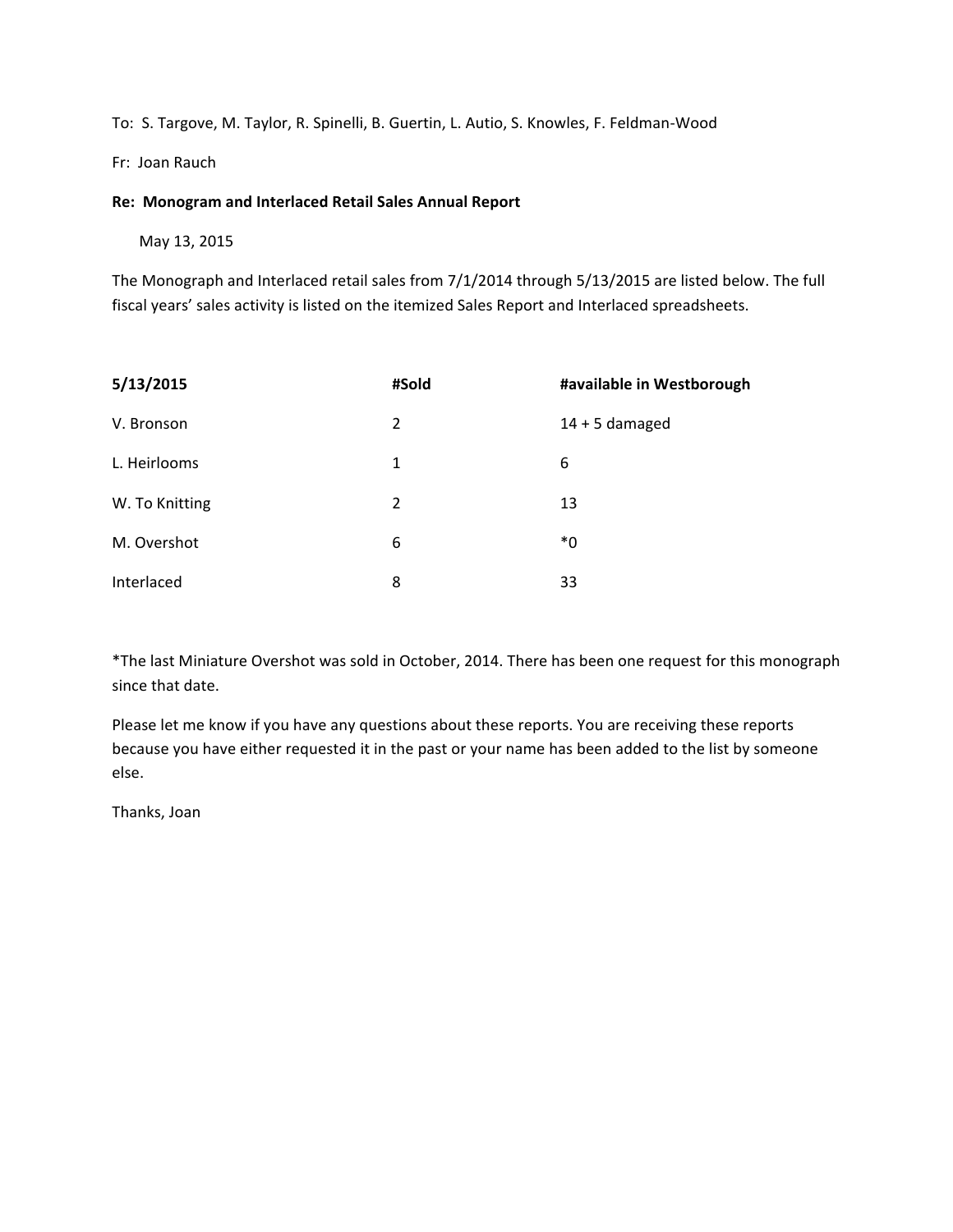To: S. Targove, M. Taylor, R. Spinelli, B. Guertin, L. Autio, S. Knowles, F. Feldman-Wood

Fr: Joan Rauch

**Re: Monogram and Interlaced Retail Sales Annual Report**

May 13, 2015

The Monograph and Interlaced retail sales from 7/1/2014 through 5/13/2015 are listed below. The full fiscal years' sales activity is listed on the itemized Sales Report and Interlaced spreadsheets.

| **5/13/2015** | **#Sold** | **#available in Westborough** |
|---|---|---|
| V. Bronson | 2 | 14 + 5 damaged |
| L. Heirlooms | 1 | 6 |
| W. To Knitting | 2 | 13 |
| M. Overshot | 6 | *0 |
| Interlaced | 8 | 33 |

*The last Miniature Overshot was sold in October, 2014. There has been one request for this monograph since that date.

Please let me know if you have any questions about these reports. You are receiving these reports because you have either requested it in the past or your name has been added to the list by someone else.

Thanks, Joan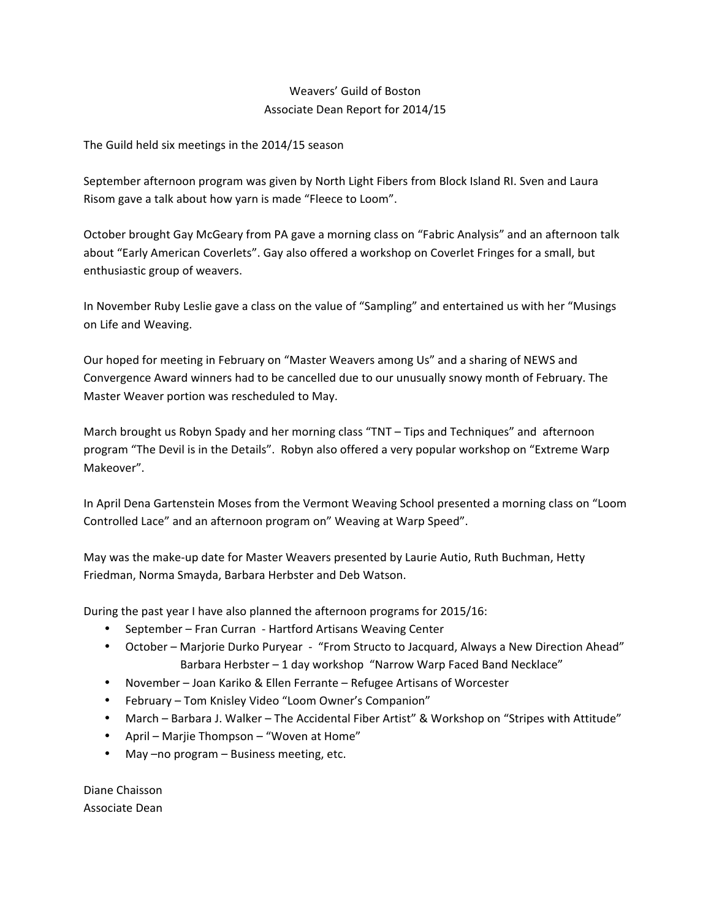# Weavers' Guild of Boston
## Associate Dean Report for 2014/15

The Guild held six meetings in the 2014/15 season

September afternoon program was given by North Light Fibers from Block Island RI. Sven and Laura Risom gave a talk about how yarn is made "Fleece to Loom".

October brought Gay McGeary from PA gave a morning class on "Fabric Analysis" and an afternoon talk about "Early American Coverlets". Gay also offered a workshop on Coverlet Fringes for a small, but enthusiastic group of weavers.

In November Ruby Leslie gave a class on the value of "Sampling" and entertained us with her "Musings on Life and Weaving.

Our hoped for meeting in February on "Master Weavers among Us" and a sharing of NEWS and Convergence Award winners had to be cancelled due to our unusually snowy month of February. The Master Weaver portion was rescheduled to May.

March brought us Robyn Spady and her morning class "TNT – Tips and Techniques" and afternoon program "The Devil is in the Details". Robyn also offered a very popular workshop on "Extreme Warp Makeover".

In April Dena Gartenstein Moses from the Vermont Weaving School presented a morning class on "Loom Controlled Lace" and an afternoon program on" Weaving at Warp Speed".

May was the make-up date for Master Weavers presented by Laurie Autio, Ruth Buchman, Hetty Friedman, Norma Smayda, Barbara Herbster and Deb Watson.

During the past year I have also planned the afternoon programs for 2015/16:

- September – Fran Curran - Hartford Artisans Weaving Center
- October – Marjorie Durko Puryear - "From Structo to Jacquard, Always a New Direction Ahead"
  Barbara Herbster – 1 day workshop "Narrow Warp Faced Band Necklace"
- November – Joan Kariko & Ellen Ferrante – Refugee Artisans of Worcester
- February – Tom Knisley Video "Loom Owner's Companion"
- March – Barbara J. Walker – The Accidental Fiber Artist" & Workshop on "Stripes with Attitude"
- April – Marjie Thompson – "Woven at Home"
- May –no program – Business meeting, etc.

Diane Chaisson
Associate Dean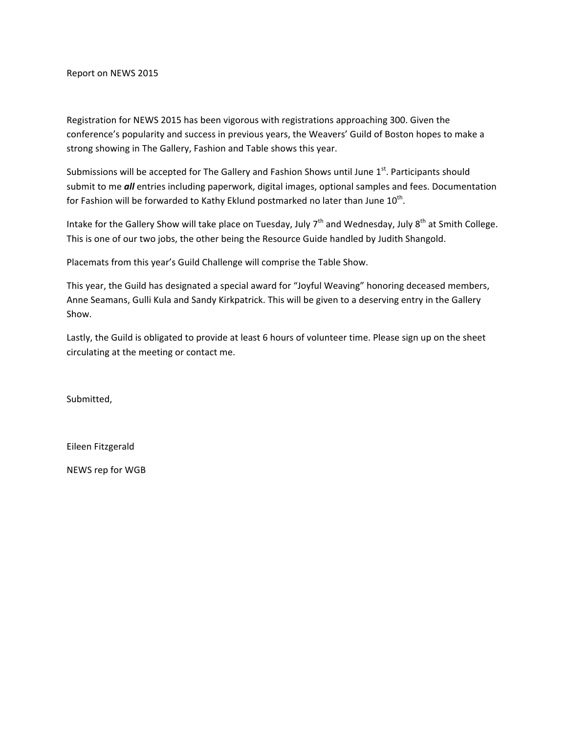Report on NEWS 2015

Registration for NEWS 2015 has been vigorous with registrations approaching 300. Given the conference's popularity and success in previous years, the Weavers' Guild of Boston hopes to make a strong showing in The Gallery, Fashion and Table shows this year.

Submissions will be accepted for The Gallery and Fashion Shows until June 1st. Participants should submit to me ***all*** entries including paperwork, digital images, optional samples and fees. Documentation for Fashion will be forwarded to Kathy Eklund postmarked no later than June 10th.

Intake for the Gallery Show will take place on Tuesday, July 7th and Wednesday, July 8th at Smith College. This is one of our two jobs, the other being the Resource Guide handled by Judith Shangold.

Placemats from this year's Guild Challenge will comprise the Table Show.

This year, the Guild has designated a special award for "Joyful Weaving" honoring deceased members, Anne Seamans, Gulli Kula and Sandy Kirkpatrick. This will be given to a deserving entry in the Gallery Show.

Lastly, the Guild is obligated to provide at least 6 hours of volunteer time. Please sign up on the sheet circulating at the meeting or contact me.

Submitted,

Eileen Fitzgerald

NEWS rep for WGB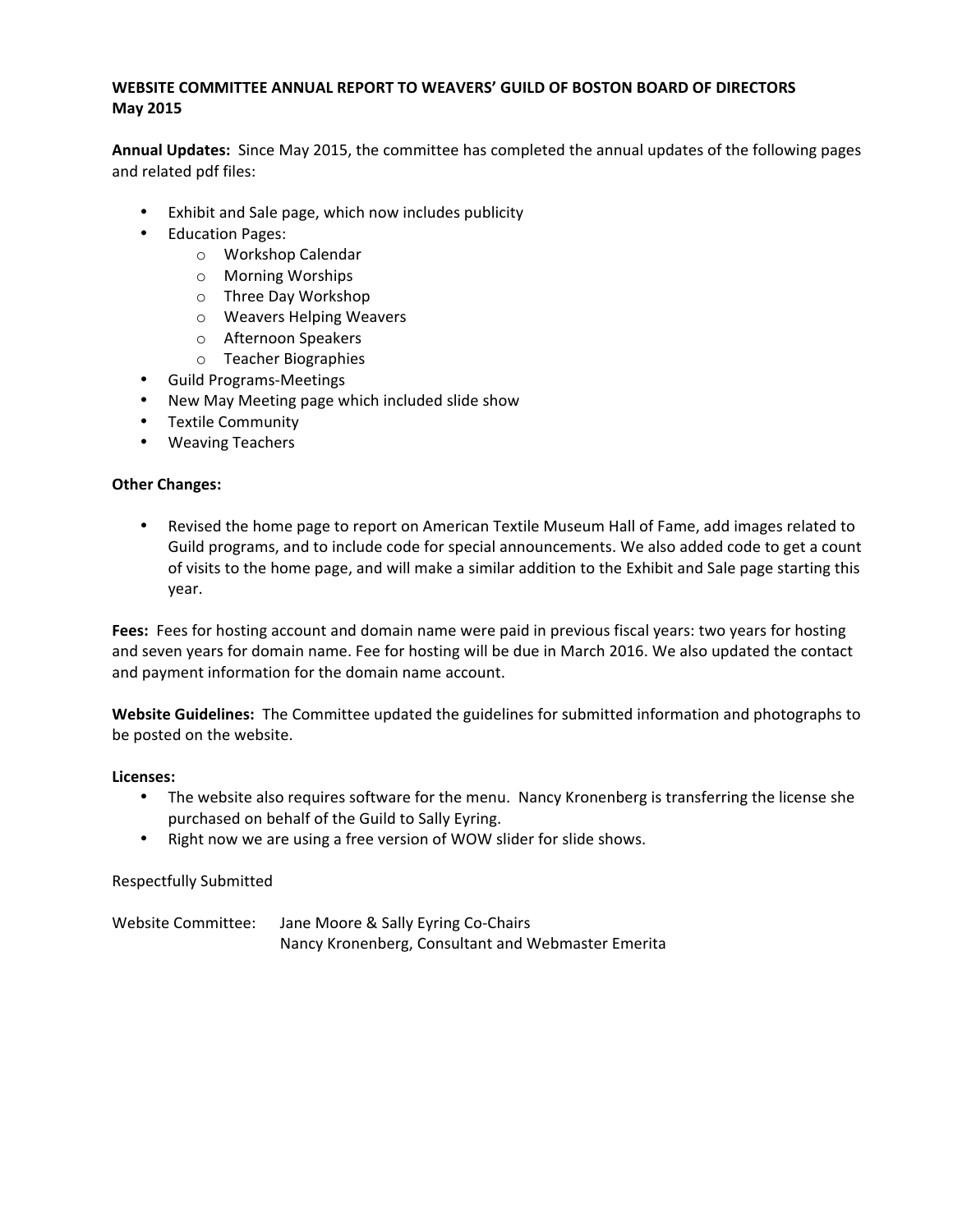**WEBSITE COMMITTEE ANNUAL REPORT TO WEAVERS' GUILD OF BOSTON BOARD OF DIRECTORS**
**May 2015**

**Annual Updates:** Since May 2015, the committee has completed the annual updates of the following pages and related pdf files:

- Exhibit and Sale page, which now includes publicity
- Education Pages:
  - Workshop Calendar
  - Morning Worships
  - Three Day Workshop
  - Weavers Helping Weavers
  - Afternoon Speakers
  - Teacher Biographies
- Guild Programs-Meetings
- New May Meeting page which included slide show
- Textile Community
- Weaving Teachers

**Other Changes:**

- Revised the home page to report on American Textile Museum Hall of Fame, add images related to Guild programs, and to include code for special announcements. We also added code to get a count of visits to the home page, and will make a similar addition to the Exhibit and Sale page starting this year.

**Fees:** Fees for hosting account and domain name were paid in previous fiscal years: two years for hosting and seven years for domain name. Fee for hosting will be due in March 2016. We also updated the contact and payment information for the domain name account.

**Website Guidelines:** The Committee updated the guidelines for submitted information and photographs to be posted on the website.

**Licenses:**

- The website also requires software for the menu. Nancy Kronenberg is transferring the license she purchased on behalf of the Guild to Sally Eyring.
- Right now we are using a free version of WOW slider for slide shows.

Respectfully Submitted

Website Committee: Jane Moore & Sally Eyring Co-Chairs
Nancy Kronenberg, Consultant and Webmaster Emerita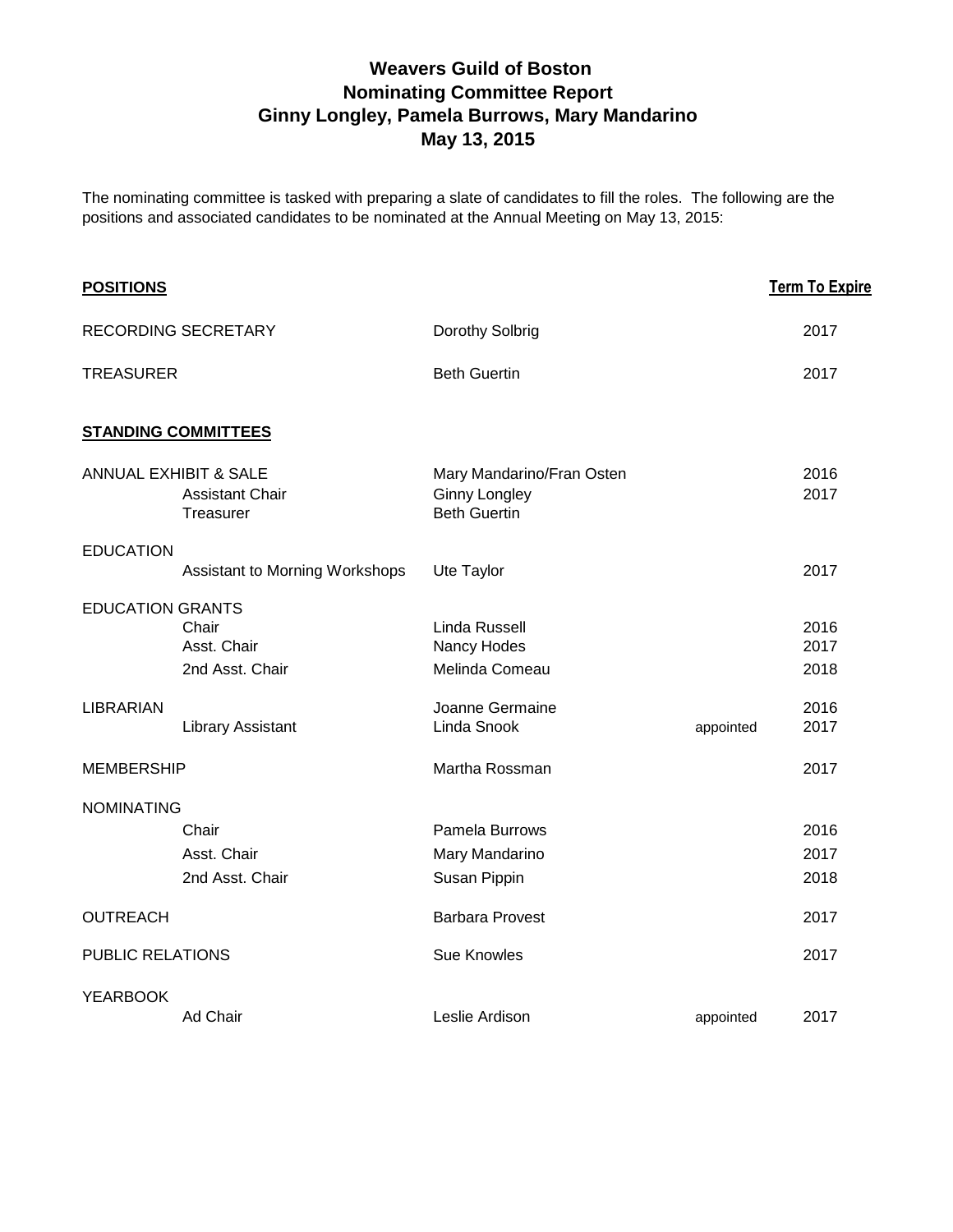# Weavers Guild of Boston
## Nominating Committee Report
## Ginny Longley, Pamela Burrows, Mary Mandarino
## May 13, 2015

The nominating committee is tasked with preparing a slate of candidates to fill the roles. The following are the positions and associated candidates to be nominated at the Annual Meeting on May 13, 2015:

| **POSITIONS** | | | | **Term To Expire** |
|---|---|---|---|---|
| RECORDING SECRETARY | | Dorothy Solbrig | | 2017 |
| TREASURER | | Beth Guertin | | 2017 |
| **STANDING COMMITTEES** | | | | |
| ANNUAL EXHIBIT & SALE | | Mary Mandarino/Fran Osten | | 2016 |
| | Assistant Chair | Ginny Longley | | 2017 |
| | Treasurer | Beth Guertin | | |
| EDUCATION | | | | |
| | Assistant to Morning Workshops | Ute Taylor | | 2017 |
| EDUCATION GRANTS | | | | |
| | Chair | Linda Russell | | 2016 |
| | Asst. Chair | Nancy Hodes | | 2017 |
| | 2nd Asst. Chair | Melinda Comeau | | 2018 |
| LIBRARIAN | | Joanne Germaine | | 2016 |
| | Library Assistant | Linda Snook | appointed | 2017 |
| MEMBERSHIP | | Martha Rossman | | 2017 |
| NOMINATING | | | | |
| | Chair | Pamela Burrows | | 2016 |
| | Asst. Chair | Mary Mandarino | | 2017 |
| | 2nd Asst. Chair | Susan Pippin | | 2018 |
| OUTREACH | | Barbara Provest | | 2017 |
| PUBLIC RELATIONS | | Sue Knowles | | 2017 |
| YEARBOOK | | | | |
| | Ad Chair | Leslie Ardison | appointed | 2017 |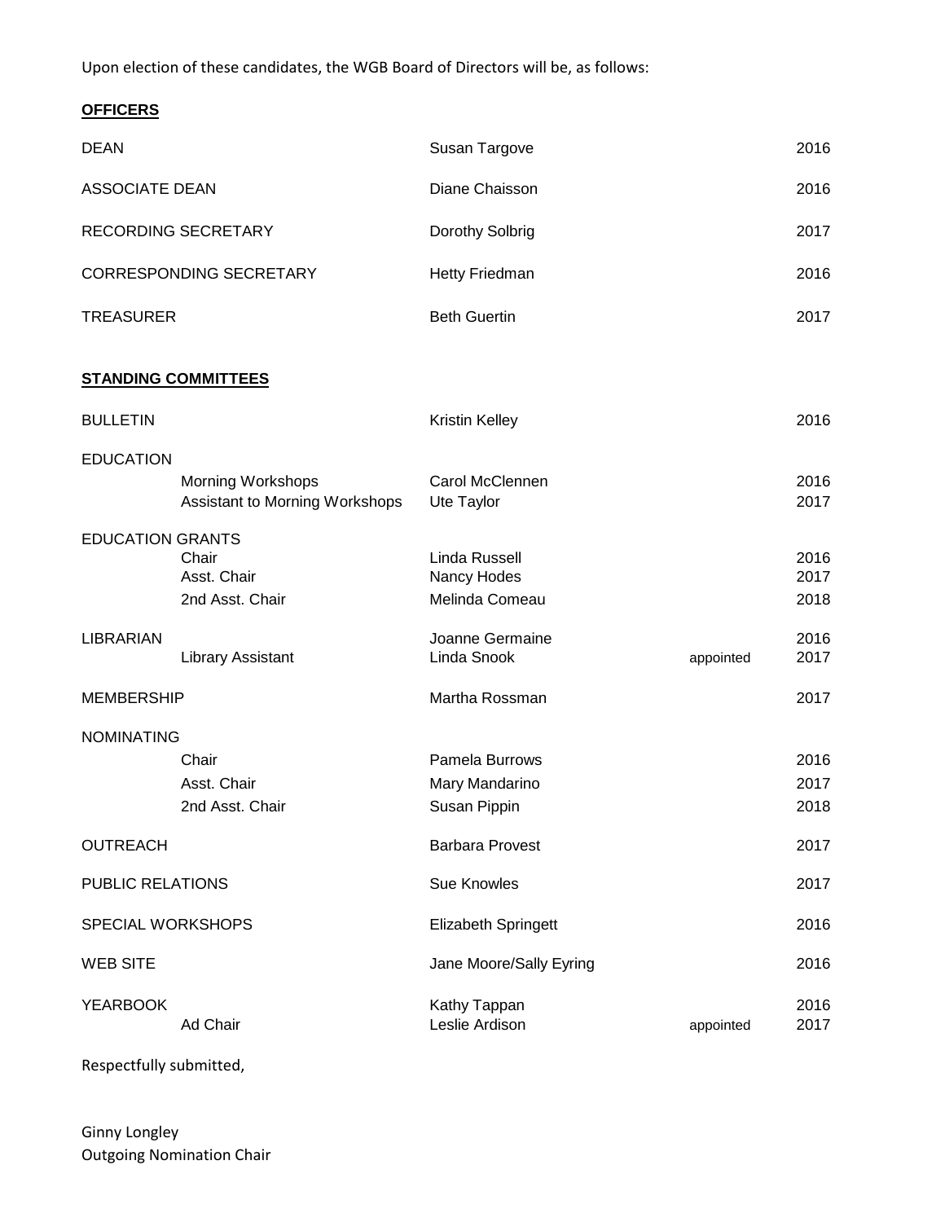Upon election of these candidates, the WGB Board of Directors will be, as follows:

**OFFICERS**

| | | | |
|---|---|---|---|
| DEAN | Susan Targove | | 2016 |
| ASSOCIATE DEAN | Diane Chaisson | | 2016 |
| RECORDING SECRETARY | Dorothy Solbrig | | 2017 |
| CORRESPONDING SECRETARY | Hetty Friedman | | 2016 |
| TREASURER | Beth Guertin | | 2017 |

**STANDING COMMITTEES**

| | | | |
|---|---|---|---|
| BULLETIN | Kristin Kelley | | 2016 |
| EDUCATION | | | |
| Morning Workshops | Carol McClennen | | 2016 |
| Assistant to Morning Workshops | Ute Taylor | | 2017 |
| EDUCATION GRANTS | | | |
| Chair | Linda Russell | | 2016 |
| Asst. Chair | Nancy Hodes | | 2017 |
| 2nd Asst. Chair | Melinda Comeau | | 2018 |
| LIBRARIAN | Joanne Germaine | | 2016 |
| Library Assistant | Linda Snook | appointed | 2017 |
| MEMBERSHIP | Martha Rossman | | 2017 |
| NOMINATING | | | |
| Chair | Pamela Burrows | | 2016 |
| Asst. Chair | Mary Mandarino | | 2017 |
| 2nd Asst. Chair | Susan Pippin | | 2018 |
| OUTREACH | Barbara Provest | | 2017 |
| PUBLIC RELATIONS | Sue Knowles | | 2017 |
| SPECIAL WORKSHOPS | Elizabeth Springett | | 2016 |
| WEB SITE | Jane Moore/Sally Eyring | | 2016 |
| YEARBOOK | Kathy Tappan | | 2016 |
| Ad Chair | Leslie Ardison | appointed | 2017 |

Respectfully submitted,

Ginny Longley
Outgoing Nomination Chair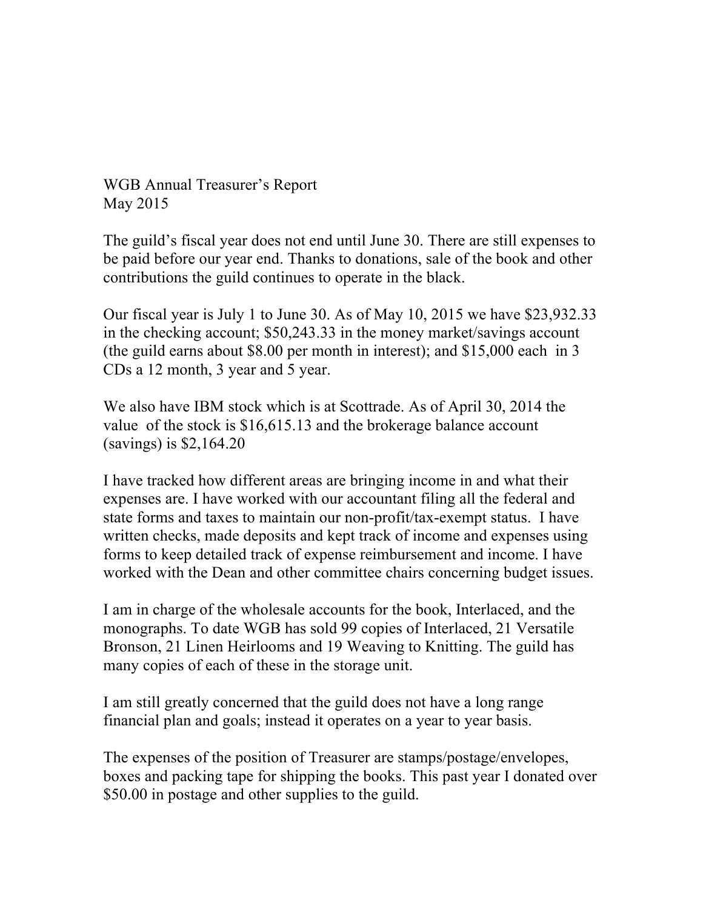WGB Annual Treasurer's Report
May 2015

The guild's fiscal year does not end until June 30. There are still expenses to be paid before our year end. Thanks to donations, sale of the book and other contributions the guild continues to operate in the black.

Our fiscal year is July 1 to June 30. As of May 10, 2015 we have $23,932.33 in the checking account; $50,243.33 in the money market/savings account (the guild earns about $8.00 per month in interest); and $15,000 each in 3 CDs a 12 month, 3 year and 5 year.

We also have IBM stock which is at Scottrade. As of April 30, 2014 the value of the stock is $16,615.13 and the brokerage balance account (savings) is $2,164.20

I have tracked how different areas are bringing income in and what their expenses are. I have worked with our accountant filing all the federal and state forms and taxes to maintain our non-profit/tax-exempt status. I have written checks, made deposits and kept track of income and expenses using forms to keep detailed track of expense reimbursement and income. I have worked with the Dean and other committee chairs concerning budget issues.

I am in charge of the wholesale accounts for the book, Interlaced, and the monographs. To date WGB has sold 99 copies of Interlaced, 21 Versatile Bronson, 21 Linen Heirlooms and 19 Weaving to Knitting. The guild has many copies of each of these in the storage unit.

I am still greatly concerned that the guild does not have a long range financial plan and goals; instead it operates on a year to year basis.

The expenses of the position of Treasurer are stamps/postage/envelopes, boxes and packing tape for shipping the books. This past year I donated over $50.00 in postage and other supplies to the guild.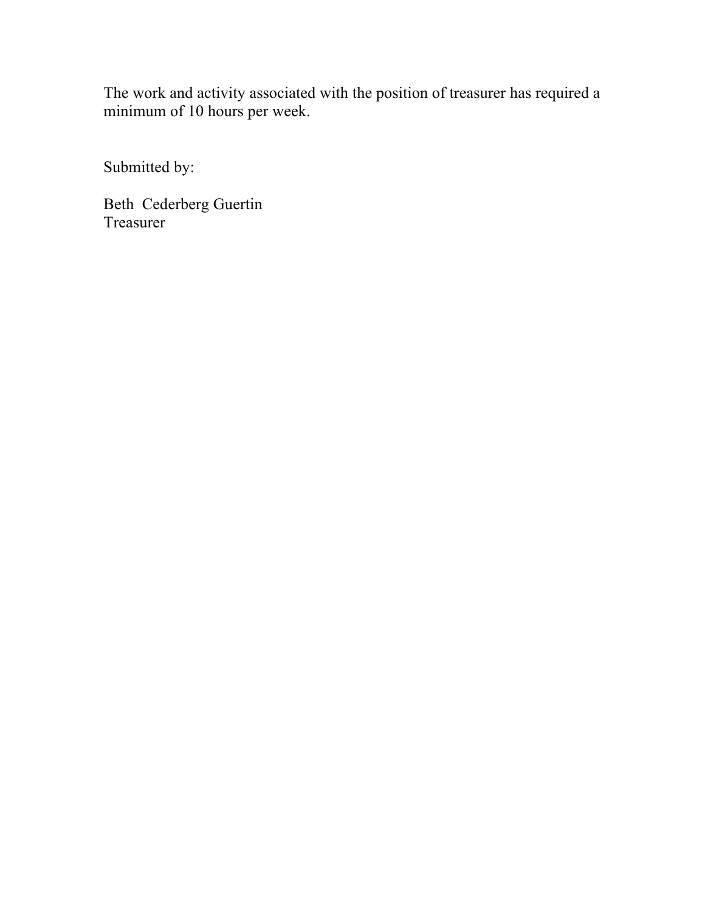The work and activity associated with the position of treasurer has required a minimum of 10 hours per week.

Submitted by:

Beth Cederberg Guertin
Treasurer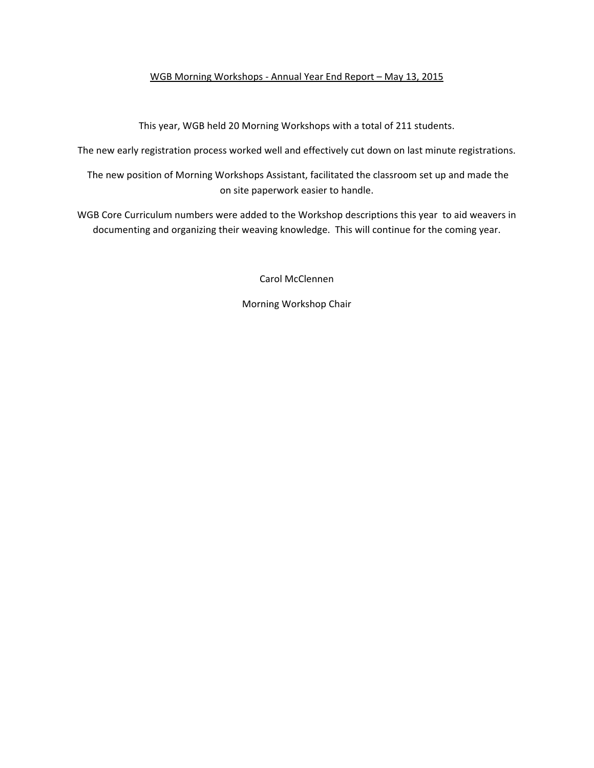## WGB Morning Workshops - Annual Year End Report – May 13, 2015

This year, WGB held 20 Morning Workshops with a total of 211 students.

The new early registration process worked well and effectively cut down on last minute registrations.

The new position of Morning Workshops Assistant, facilitated the classroom set up and made the on site paperwork easier to handle.

WGB Core Curriculum numbers were added to the Workshop descriptions this year to aid weavers in documenting and organizing their weaving knowledge. This will continue for the coming year.

Carol McClennen

Morning Workshop Chair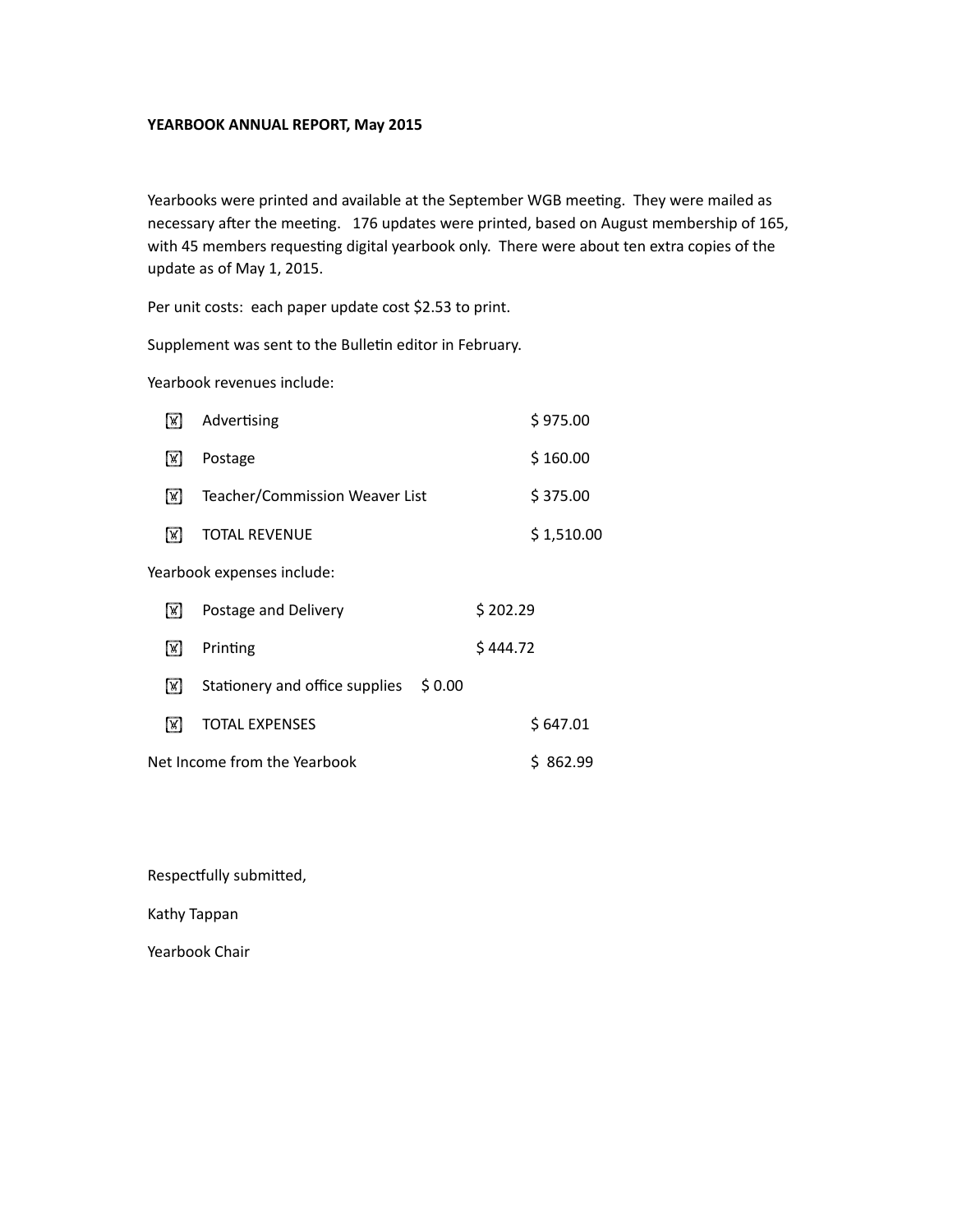**YEARBOOK ANNUAL REPORT, May 2015**

Yearbooks were printed and available at the September WGB meeting. They were mailed as necessary after the meeting. 176 updates were printed, based on August membership of 165, with 45 members requesting digital yearbook only. There were about ten extra copies of the update as of May 1, 2015.

Per unit costs: each paper update cost $2.53 to print.

Supplement was sent to the Bulletin editor in February.

Yearbook revenues include:

- Advertising $ 975.00
- Postage $ 160.00
- Teacher/Commission Weaver List $ 375.00
- TOTAL REVENUE $ 1,510.00

Yearbook expenses include:

- Postage and Delivery $ 202.29
- Printing $ 444.72
- Stationery and office supplies $ 0.00
- TOTAL EXPENSES $ 647.01

Net Income from the Yearbook $ 862.99

Respectfully submitted,

Kathy Tappan

Yearbook Chair